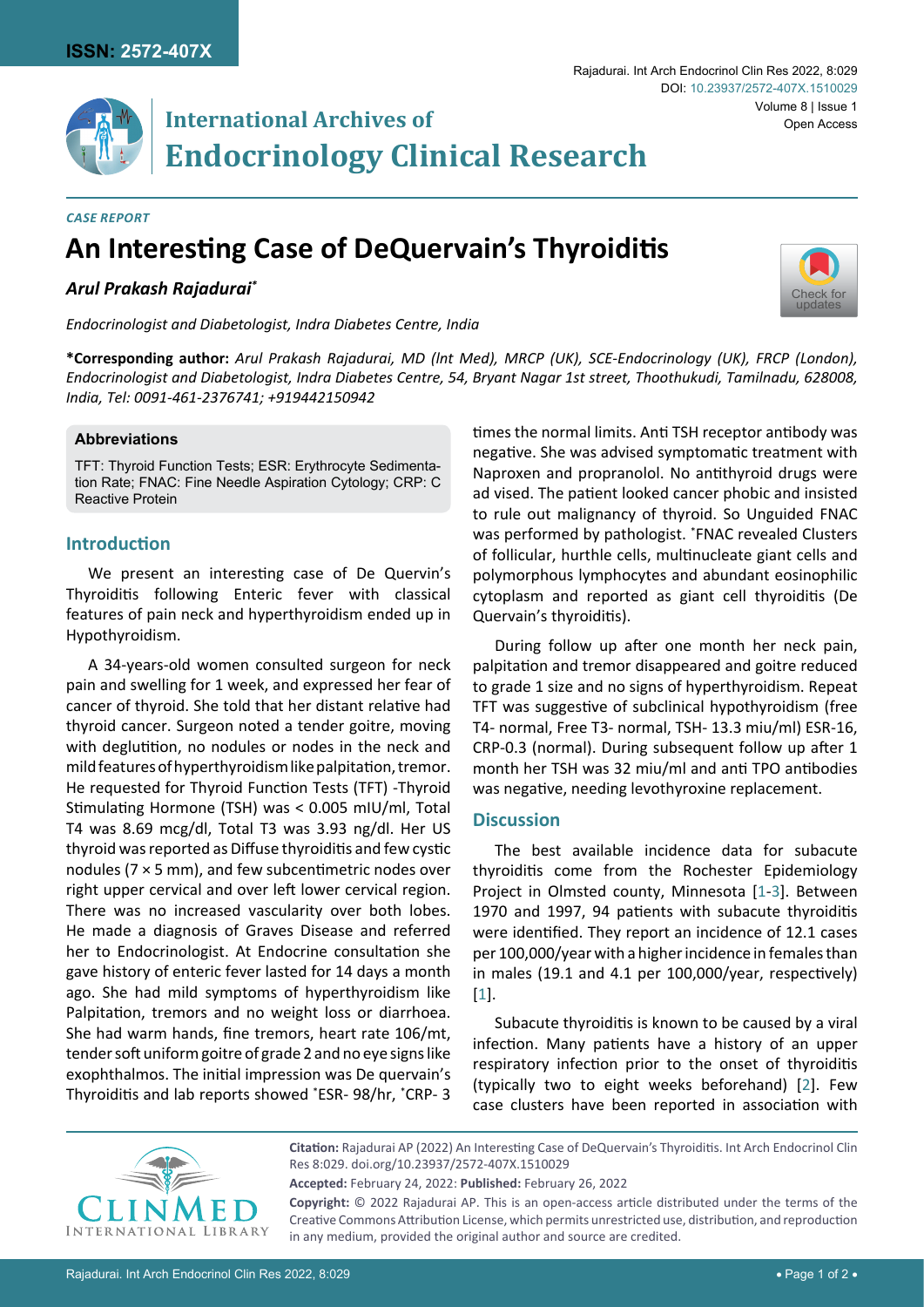*CASE REPORT*

# An Interesting Case of DeQuervain's Thyroiditis

***Arul Prakash Rajadurai****

*Endocrinologist and Diabetologist, Indra Diabetes Centre, India*

**\*Corresponding author:** *Arul Prakash Rajadurai, MD (lnt Med), MRCP (UK), SCE-Endocrinology (UK), FRCP (London), Endocrinologist and Diabetologist, Indra Diabetes Centre, 54, Bryant Nagar 1st street, Thoothukudi, Tamilnadu, 628008, India, Tel: 0091-461-2376741; +919442150942*

**Abbreviations**

TFT: Thyroid Function Tests; ESR: Erythrocyte Sedimentation Rate; FNAC: Fine Needle Aspiration Cytology; CRP: C Reactive Protein

## Introduction

We present an interesting case of De Quervin's Thyroiditis following Enteric fever with classical features of pain neck and hyperthyroidism ended up in Hypothyroidism.

A 34-years-old women consulted surgeon for neck pain and swelling for 1 week, and expressed her fear of cancer of thyroid. She told that her distant relative had thyroid cancer. Surgeon noted a tender goitre, moving with deglutition, no nodules or nodes in the neck and mild features of hyperthyroidism like palpitation, tremor. He requested for Thyroid Function Tests (TFT) -Thyroid Stimulating Hormone (TSH) was < 0.005 mIU/ml, Total T4 was 8.69 mcg/dl, Total T3 was 3.93 ng/dl. Her US thyroid was reported as Diffuse thyroiditis and few cystic nodules (7 × 5 mm), and few subcentimetric nodes over right upper cervical and over left lower cervical region. There was no increased vascularity over both lobes. He made a diagnosis of Graves Disease and referred her to Endocrinologist. At Endocrine consultation she gave history of enteric fever lasted for 14 days a month ago. She had mild symptoms of hyperthyroidism like Palpitation, tremors and no weight loss or diarrhoea. She had warm hands, fine tremors, heart rate 106/mt, tender soft uniform goitre of grade 2 and no eye signs like exophthalmos. The initial impression was De quervain's Thyroiditis and lab reports showed *ESR- 98/hr, *CRP- 3 times the normal limits. Anti TSH receptor antibody was negative. She was advised symptomatic treatment with Naproxen and propranolol. No antithyroid drugs were ad vised. The patient looked cancer phobic and insisted to rule out malignancy of thyroid. So Unguided FNAC was performed by pathologist. *FNAC revealed Clusters of follicular, hurthle cells, multinucleate giant cells and polymorphous lymphocytes and abundant eosinophilic cytoplasm and reported as giant cell thyroiditis (De Quervain's thyroiditis).

During follow up after one month her neck pain, palpitation and tremor disappeared and goitre reduced to grade 1 size and no signs of hyperthyroidism. Repeat TFT was suggestive of subclinical hypothyroidism (free T4- normal, Free T3- normal, TSH- 13.3 miu/ml) ESR-16, CRP-0.3 (normal). During subsequent follow up after 1 month her TSH was 32 miu/ml and anti TPO antibodies was negative, needing levothyroxine replacement.

## Discussion

The best available incidence data for subacute thyroiditis come from the Rochester Epidemiology Project in Olmsted county, Minnesota [1-3]. Between 1970 and 1997, 94 patients with subacute thyroiditis were identified. They report an incidence of 12.1 cases per 100,000/year with a higher incidence in females than in males (19.1 and 4.1 per 100,000/year, respectively) [1].

Subacute thyroiditis is known to be caused by a viral infection. Many patients have a history of an upper respiratory infection prior to the onset of thyroiditis (typically two to eight weeks beforehand) [2]. Few case clusters have been reported in association with

**Citation:** Rajadurai AP (2022) An Interesting Case of DeQuervain's Thyroiditis. Int Arch Endocrinol Clin Res 8:029. doi.org/10.23937/2572-407X.1510029

**Accepted:** February 24, 2022: **Published:** February 26, 2022

**Copyright:** © 2022 Rajadurai AP. This is an open-access article distributed under the terms of the Creative Commons Attribution License, which permits unrestricted use, distribution, and reproduction in any medium, provided the original author and source are credited.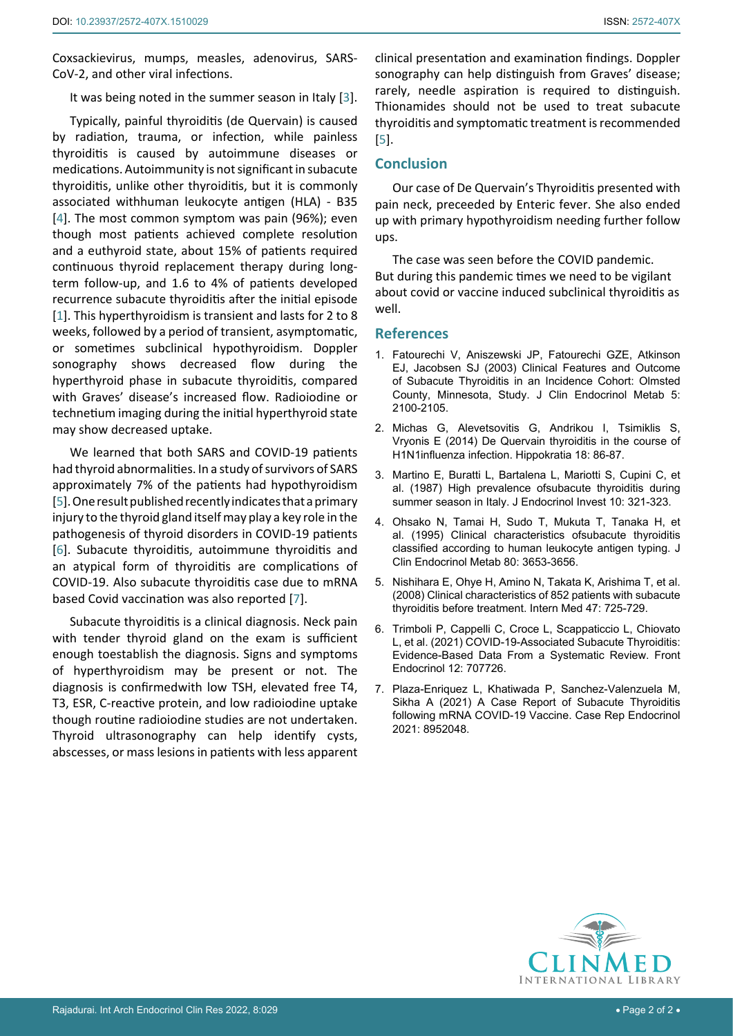Coxsackievirus, mumps, measles, adenovirus, SARS-CoV-2, and other viral infections.

It was being noted in the summer season in Italy [3].

Typically, painful thyroiditis (de Quervain) is caused by radiation, trauma, or infection, while painless thyroiditis is caused by autoimmune diseases or medications. Autoimmunity is not significant in subacute thyroiditis, unlike other thyroiditis, but it is commonly associated withhuman leukocyte antigen (HLA) - B35 [4]. The most common symptom was pain (96%); even though most patients achieved complete resolution and a euthyroid state, about 15% of patients required continuous thyroid replacement therapy during long-term follow-up, and 1.6 to 4% of patients developed recurrence subacute thyroiditis after the initial episode [1]. This hyperthyroidism is transient and lasts for 2 to 8 weeks, followed by a period of transient, asymptomatic, or sometimes subclinical hypothyroidism. Doppler sonography shows decreased flow during the hyperthyroid phase in subacute thyroiditis, compared with Graves' disease's increased flow. Radioiodine or technetium imaging during the initial hyperthyroid state may show decreased uptake.

We learned that both SARS and COVID-19 patients had thyroid abnormalities. In a study of survivors of SARS approximately 7% of the patients had hypothyroidism [5]. One result published recently indicates that a primary injury to the thyroid gland itself may play a key role in the pathogenesis of thyroid disorders in COVID-19 patients [6]. Subacute thyroiditis, autoimmune thyroiditis and an atypical form of thyroiditis are complications of COVID-19. Also subacute thyroiditis case due to mRNA based Covid vaccination was also reported [7].

Subacute thyroiditis is a clinical diagnosis. Neck pain with tender thyroid gland on the exam is sufficient enough toestablish the diagnosis. Signs and symptoms of hyperthyroidism may be present or not. The diagnosis is confirmedwith low TSH, elevated free T4, T3, ESR, C-reactive protein, and low radioiodine uptake though routine radioiodine studies are not undertaken. Thyroid ultrasonography can help identify cysts, abscesses, or mass lesions in patients with less apparent clinical presentation and examination findings. Doppler sonography can help distinguish from Graves' disease; rarely, needle aspiration is required to distinguish. Thionamides should not be used to treat subacute thyroiditis and symptomatic treatment is recommended [5].

## Conclusion

Our case of De Quervain's Thyroiditis presented with pain neck, preceeded by Enteric fever. She also ended up with primary hypothyroidism needing further follow ups.

The case was seen before the COVID pandemic. But during this pandemic times we need to be vigilant about covid or vaccine induced subclinical thyroiditis as well.

## References

1. Fatourechi V, Aniszewski JP, Fatourechi GZE, Atkinson EJ, Jacobsen SJ (2003) Clinical Features and Outcome of Subacute Thyroiditis in an Incidence Cohort: Olmsted County, Minnesota, Study. J Clin Endocrinol Metab 5: 2100-2105.
2. Michas G, Alevetsovitis G, Andrikou I, Tsimiklis S, Vryonis E (2014) De Quervain thyroiditis in the course of H1N1influenza infection. Hippokratia 18: 86-87.
3. Martino E, Buratti L, Bartalena L, Mariotti S, Cupini C, et al. (1987) High prevalence ofsubacute thyroiditis during summer season in Italy. J Endocrinol Invest 10: 321-323.
4. Ohsako N, Tamai H, Sudo T, Mukuta T, Tanaka H, et al. (1995) Clinical characteristics ofsubacute thyroiditis classified according to human leukocyte antigen typing. J Clin Endocrinol Metab 80: 3653-3656.
5. Nishihara E, Ohye H, Amino N, Takata K, Arishima T, et al. (2008) Clinical characteristics of 852 patients with subacute thyroiditis before treatment. Intern Med 47: 725-729.
6. Trimboli P, Cappelli C, Croce L, Scappaticcio L, Chiovato L, et al. (2021) COVID-19-Associated Subacute Thyroiditis: Evidence-Based Data From a Systematic Review. Front Endocrinol 12: 707726.
7. Plaza-Enriquez L, Khatiwada P, Sanchez-Valenzuela M, Sikha A (2021) A Case Report of Subacute Thyroiditis following mRNA COVID-19 Vaccine. Case Rep Endocrinol 2021: 8952048.